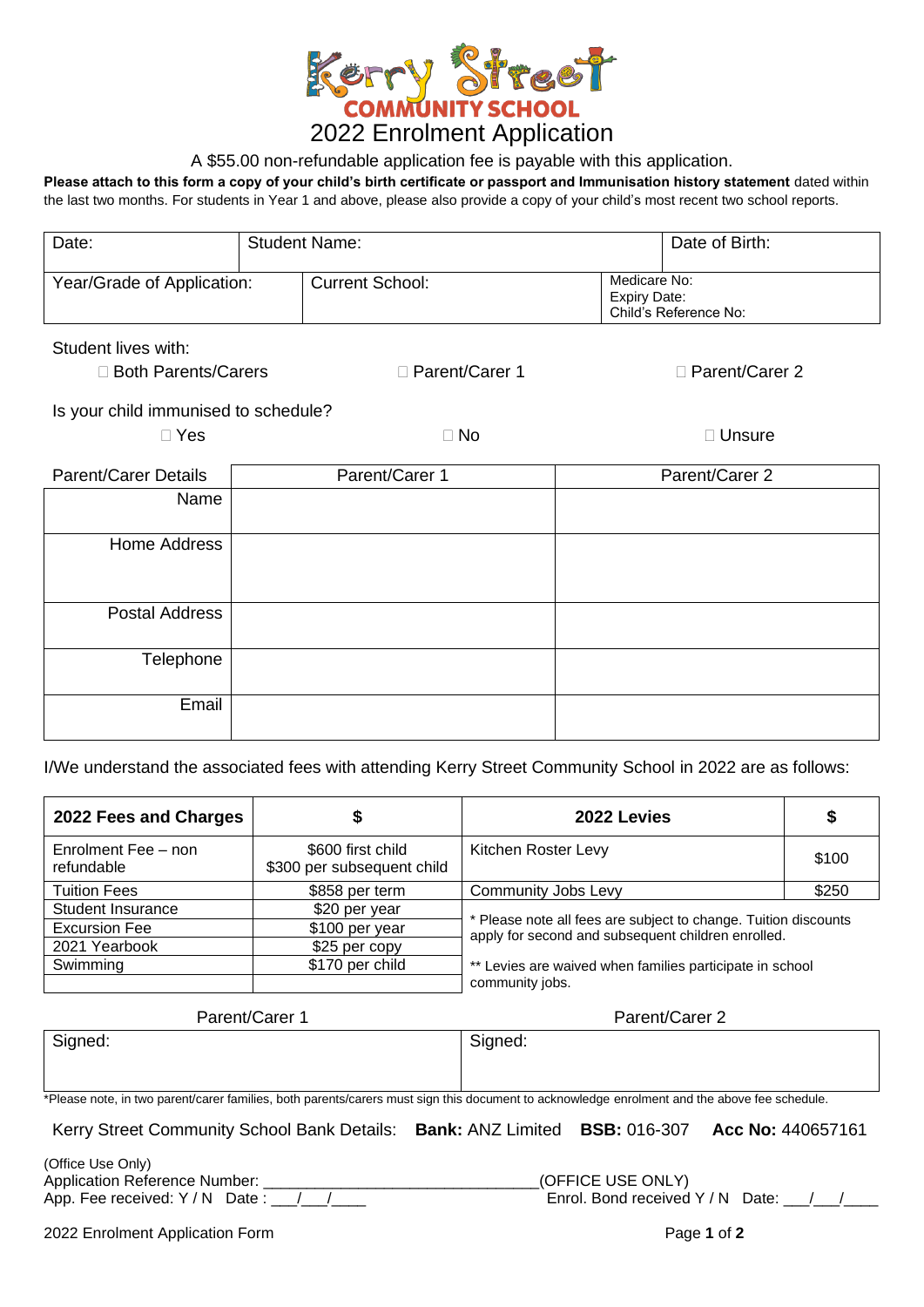**Kerry Street COMMUNITY SCHOOL**

# 2022 Enrolment Application

A $55.00 non-refundable application fee is payable with this application.

**Please attach to this form a copy of your child's birth certificate or passport and Immunisation history statement** dated within the last two months. For students in Year 1 and above, please also provide a copy of your child's most recent two school reports.

| Date: | Student Name: | Date of Birth: |
|---|---|---|
| Year/Grade of Application: | Current School: | Medicare No:<br>Expiry Date:<br>Child's Reference No: |

Student lives with:

☐ Both Parents/Carers ☐ Parent/Carer 1 ☐ Parent/Carer 2

Is your child immunised to schedule?

☐ Yes ☐ No ☐ Unsure

| Parent/Carer Details | Parent/Carer 1 | Parent/Carer 2 |
|---|---|---|
| Name | | |
| Home Address | | |
| Postal Address | | |
| Telephone | | |
| Email | | |

I/We understand the associated fees with attending Kerry Street Community School in 2022 are as follows:

| 2022 Fees and Charges | $ | 2022 Levies | $ |
|---|---|---|---|
| Enrolment Fee – non refundable | $600 first child<br>$300 per subsequent child | Kitchen Roster Levy | $100 |
| Tuition Fees | $858 per term | Community Jobs Levy | $250 |
| Student Insurance | $20 per year | * Please note all fees are subject to change. Tuition discounts apply for second and subsequent children enrolled. | |
| Excursion Fee | $100 per year | | |
| 2021 Yearbook | $25 per copy | | |
| Swimming | $170 per child | ** Levies are waived when families participate in school community jobs. | |
| | | | |

| Parent/Carer 1 | Parent/Carer 2 |
|---|---|
| Signed: | Signed: |

*Please note, in two parent/carer families, both parents/carers must sign this document to acknowledge enrolment and the above fee schedule.

Kerry Street Community School Bank Details: **Bank:** ANZ Limited **BSB:** 016-307 **Acc No:** 440657161

(Office Use Only)
Application Reference Number: ______________________________(OFFICE USE ONLY)
App. Fee received: Y / N Date : ___/___/____ Enrol. Bond received Y / N Date: ___/___/____

2022 Enrolment Application Form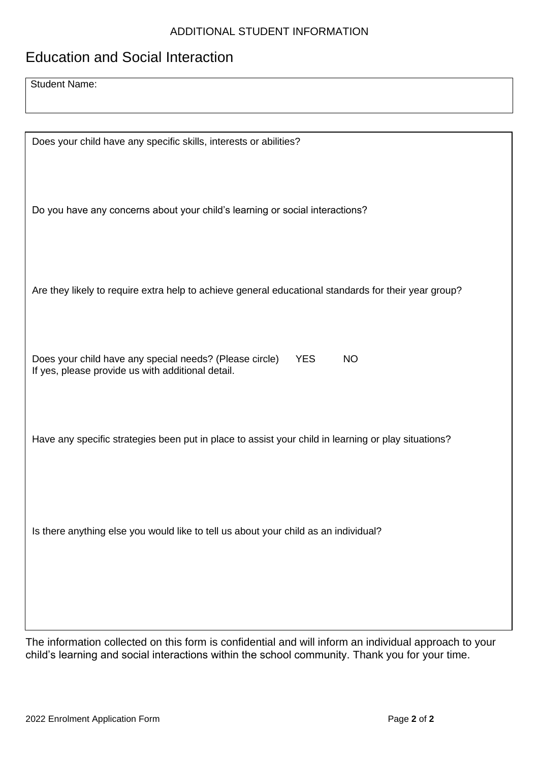ADDITIONAL STUDENT INFORMATION

# Education and Social Interaction

Student Name:

Does your child have any specific skills, interests or abilities?

Do you have any concerns about your child's learning or social interactions?

Are they likely to require extra help to achieve general educational standards for their year group?

Does your child have any special needs? (Please circle) YES NO
If yes, please provide us with additional detail.

Have any specific strategies been put in place to assist your child in learning or play situations?

Is there anything else you would like to tell us about your child as an individual?

The information collected on this form is confidential and will inform an individual approach to your child's learning and social interactions within the school community. Thank you for your time.